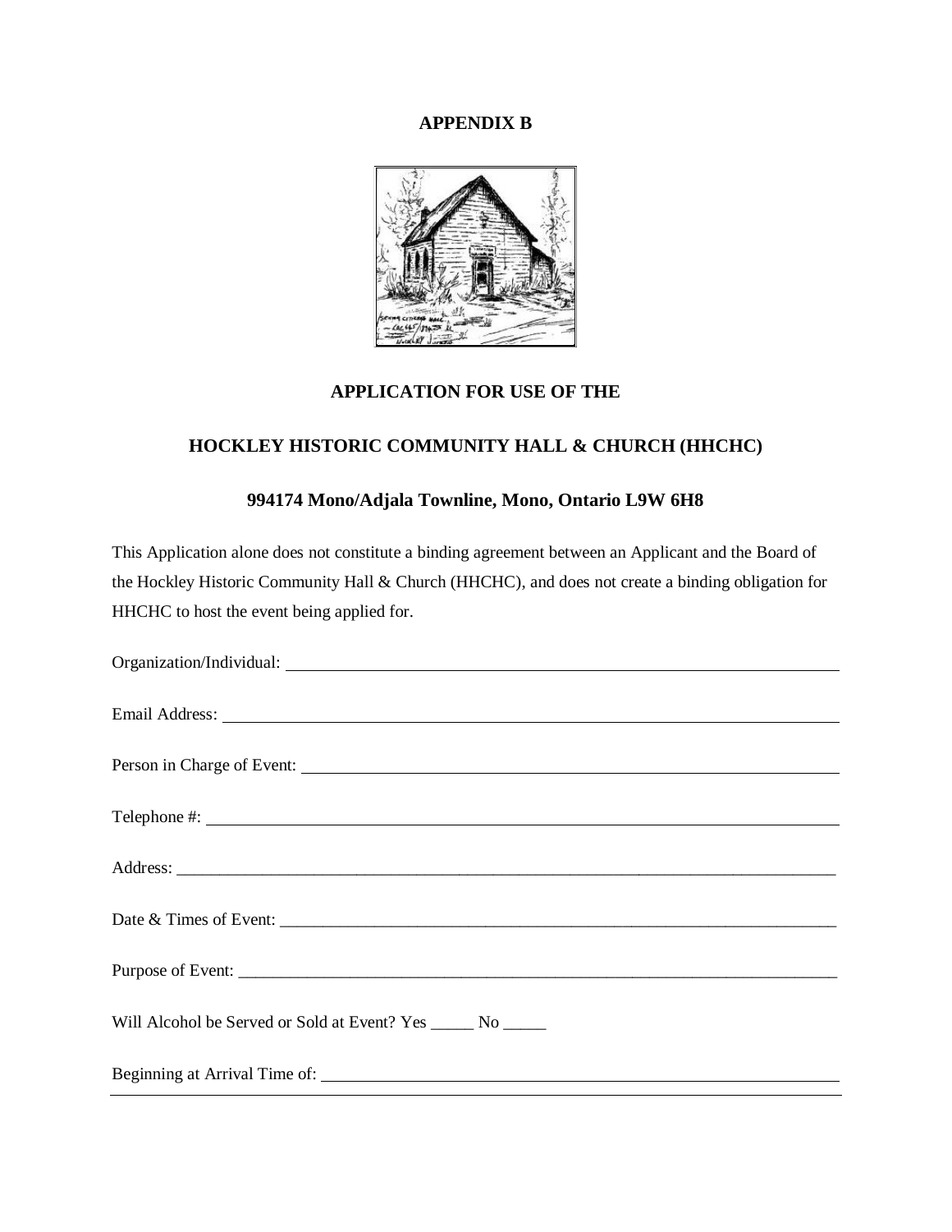**APPENDIX B**

**APPLICATION FOR USE OF THE**

**HOCKLEY HISTORIC COMMUNITY HALL & CHURCH (HHCHC)**

**994174 Mono/Adjala Townline, Mono, Ontario L9W 6H8**

This Application alone does not constitute a binding agreement between an Applicant and the Board of the Hockley Historic Community Hall & Church (HHCHC), and does not create a binding obligation for HHCHC to host the event being applied for.

Organization/Individual: ______________________________________________

Email Address: ______________________________________________

Person in Charge of Event: ______________________________________________

Telephone #: ______________________________________________

Address: ______________________________________________

Date & Times of Event: ______________________________________________

Purpose of Event: ______________________________________________

Will Alcohol be Served or Sold at Event? Yes _____ No _____

Beginning at Arrival Time of: ______________________________________________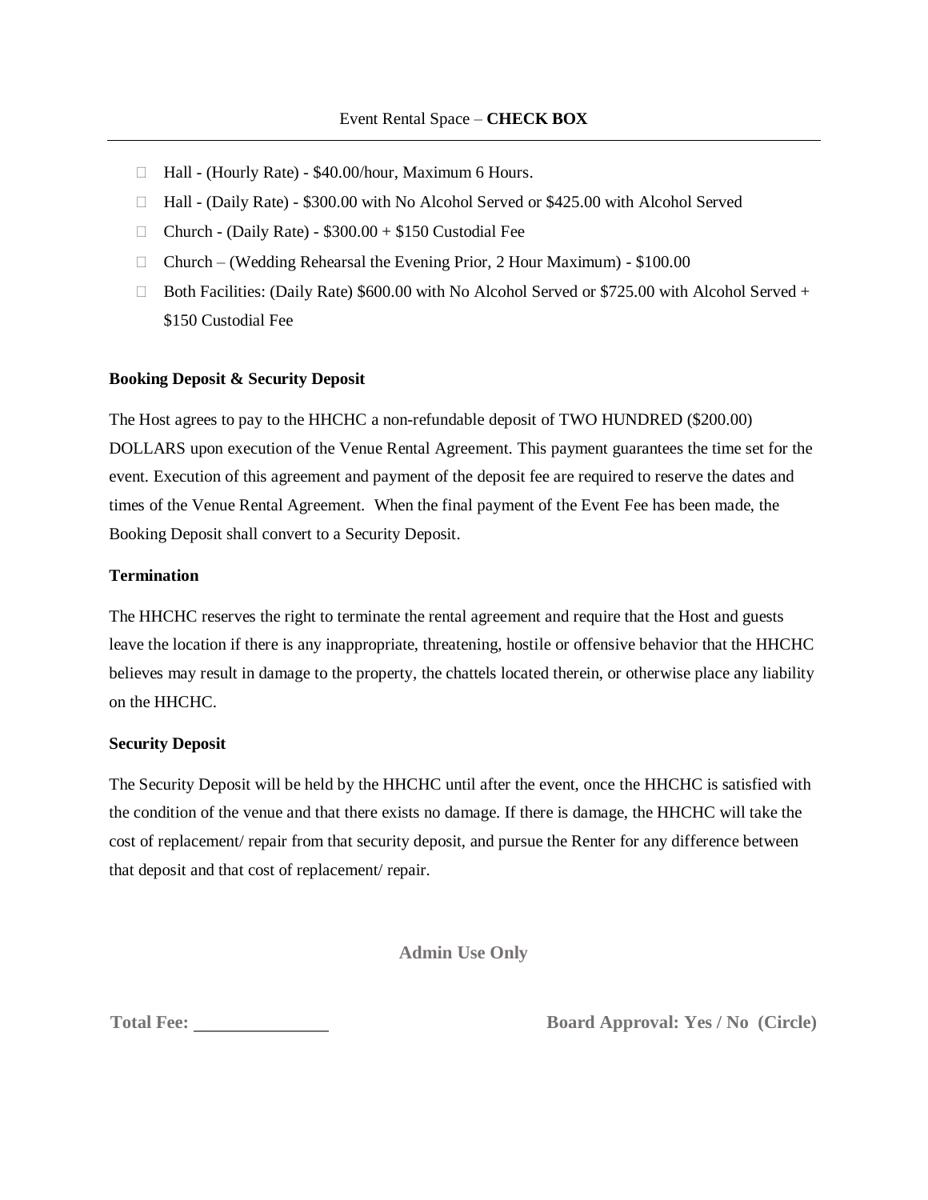Event Rental Space – **CHECK BOX**

---

- ☐ Hall - (Hourly Rate) - $40.00/hour, Maximum 6 Hours.
- ☐ Hall - (Daily Rate) - $300.00 with No Alcohol Served or $425.00 with Alcohol Served
- ☐ Church - (Daily Rate) - $300.00 + $150 Custodial Fee
- ☐ Church – (Wedding Rehearsal the Evening Prior, 2 Hour Maximum) - $100.00
- ☐ Both Facilities: (Daily Rate) $600.00 with No Alcohol Served or $725.00 with Alcohol Served + $150 Custodial Fee

**Booking Deposit & Security Deposit**

The Host agrees to pay to the HHCHC a non-refundable deposit of TWO HUNDRED ($200.00) DOLLARS upon execution of the Venue Rental Agreement. This payment guarantees the time set for the event. Execution of this agreement and payment of the deposit fee are required to reserve the dates and times of the Venue Rental Agreement. When the final payment of the Event Fee has been made, the Booking Deposit shall convert to a Security Deposit.

**Termination**

The HHCHC reserves the right to terminate the rental agreement and require that the Host and guests leave the location if there is any inappropriate, threatening, hostile or offensive behavior that the HHCHC believes may result in damage to the property, the chattels located therein, or otherwise place any liability on the HHCHC.

**Security Deposit**

The Security Deposit will be held by the HHCHC until after the event, once the HHCHC is satisfied with the condition of the venue and that there exists no damage. If there is damage, the HHCHC will take the cost of replacement/ repair from that security deposit, and pursue the Renter for any difference between that deposit and that cost of replacement/ repair.

**Admin Use Only**

**Total Fee:** _______________ **Board Approval: Yes / No (Circle)**